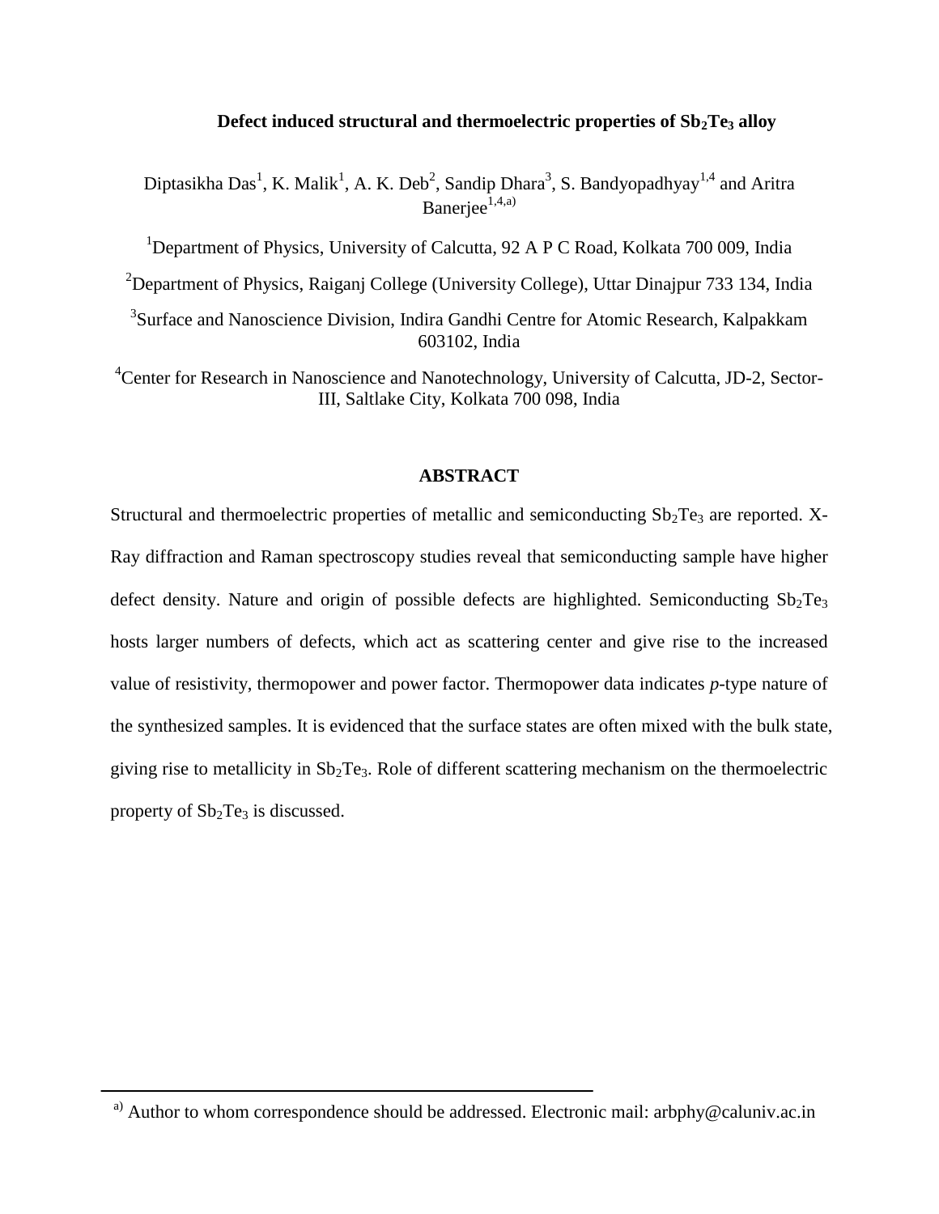# Defect induced structural and thermoelectric properties of $Sb_2Te_3$ alloy

Diptasikha Das[1], K. Malik[1], A. K. Deb[2], Sandip Dhara[3], S. Bandyopadhyay[1,4] and Aritra Banerjee[1,4,a)]

[1]Department of Physics, University of Calcutta, 92 A P C Road, Kolkata 700 009, India

[2]Department of Physics, Raiganj College (University College), Uttar Dinajpur 733 134, India

[3]Surface and Nanoscience Division, Indira Gandhi Centre for Atomic Research, Kalpakkam 603102, India

[4]Center for Research in Nanoscience and Nanotechnology, University of Calcutta, JD-2, Sector-III, Saltlake City, Kolkata 700 098, India

## ABSTRACT

Structural and thermoelectric properties of metallic and semiconducting $Sb_2Te_3$ are reported. X-Ray diffraction and Raman spectroscopy studies reveal that semiconducting sample have higher defect density. Nature and origin of possible defects are highlighted. Semiconducting $Sb_2Te_3$ hosts larger numbers of defects, which act as scattering center and give rise to the increased value of resistivity, thermopower and power factor. Thermopower data indicates *p*-type nature of the synthesized samples. It is evidenced that the surface states are often mixed with the bulk state, giving rise to metallicity in $Sb_2Te_3$. Role of different scattering mechanism on the thermoelectric property of $Sb_2Te_3$ is discussed.

---

[a)] Author to whom correspondence should be addressed. Electronic mail: arbphy@caluniv.ac.in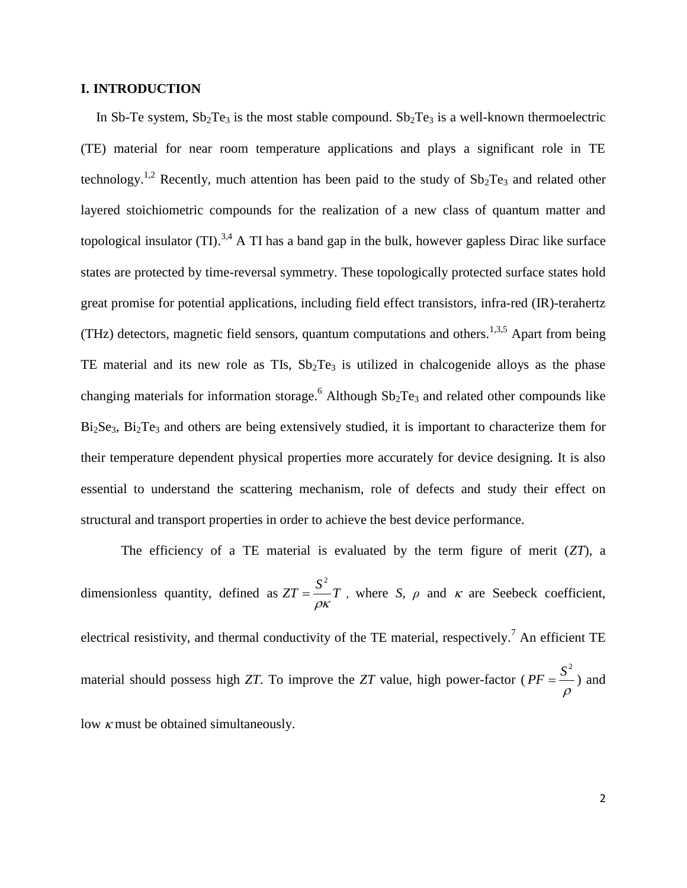## I. INTRODUCTION

In Sb-Te system, $Sb_2Te_3$ is the most stable compound. $Sb_2Te_3$ is a well-known thermoelectric (TE) material for near room temperature applications and plays a significant role in TE technology.[1,2] Recently, much attention has been paid to the study of $Sb_2Te_3$ and related other layered stoichiometric compounds for the realization of a new class of quantum matter and topological insulator (TI).[3,4] A TI has a band gap in the bulk, however gapless Dirac like surface states are protected by time-reversal symmetry. These topologically protected surface states hold great promise for potential applications, including field effect transistors, infra-red (IR)-terahertz (THz) detectors, magnetic field sensors, quantum computations and others.[1,3,5] Apart from being TE material and its new role as TIs, $Sb_2Te_3$ is utilized in chalcogenide alloys as the phase changing materials for information storage.[6] Although $Sb_2Te_3$ and related other compounds like $Bi_2Se_3$, $Bi_2Te_3$ and others are being extensively studied, it is important to characterize them for their temperature dependent physical properties more accurately for device designing. It is also essential to understand the scattering mechanism, role of defects and study their effect on structural and transport properties in order to achieve the best device performance.

The efficiency of a TE material is evaluated by the term figure of merit (*ZT*), a dimensionless quantity, defined as $ZT = \frac{S^2}{\rho\kappa}T$ , where *S*, $\rho$ and $\kappa$ are Seebeck coefficient, electrical resistivity, and thermal conductivity of the TE material, respectively.[7] An efficient TE material should possess high *ZT*. To improve the *ZT* value, high power-factor ( $PF = \frac{S^2}{\rho}$ ) and low $\kappa$ must be obtained simultaneously.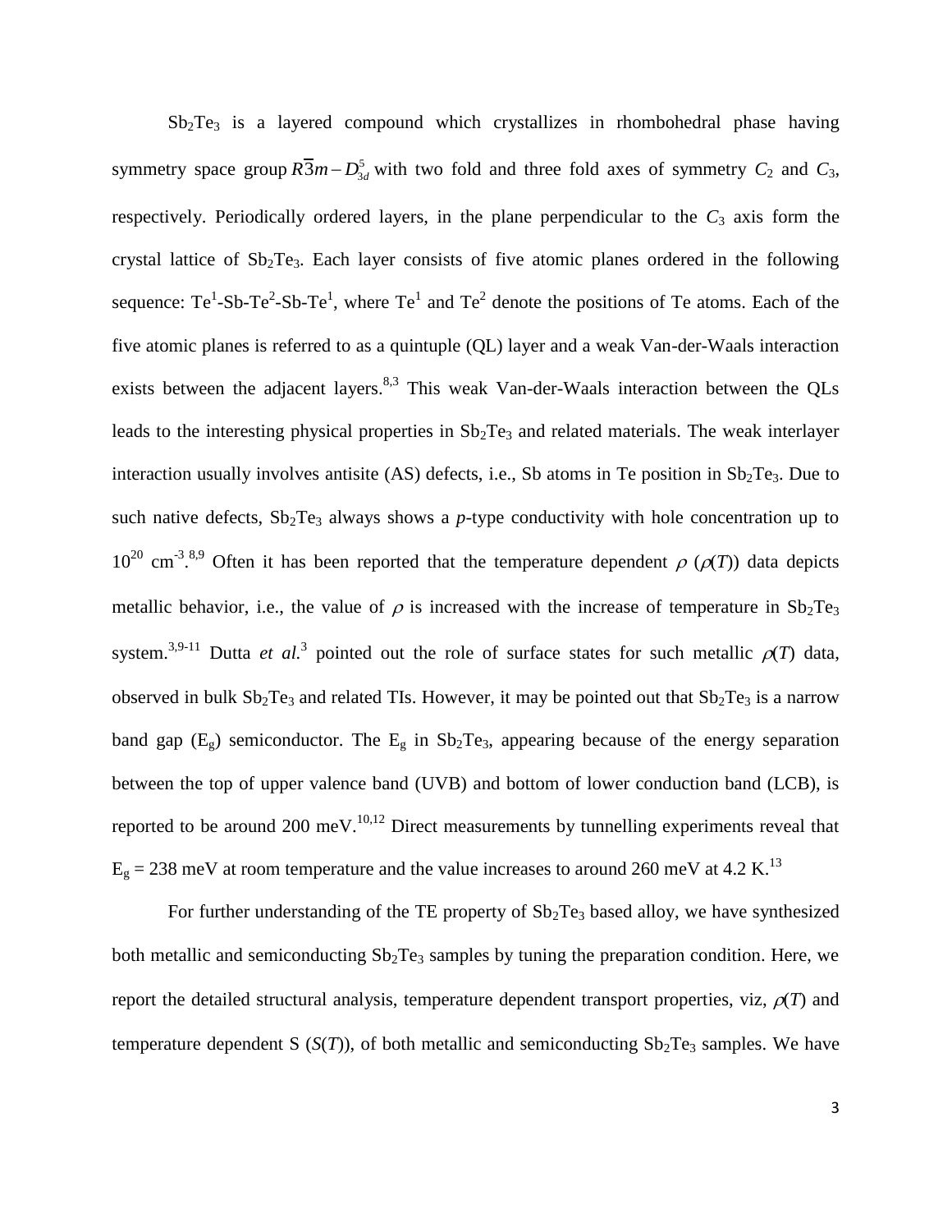$Sb_2Te_3$ is a layered compound which crystallizes in rhombohedral phase having symmetry space group $R\overline{3}m - D_{3d}^5$ with two fold and three fold axes of symmetry $C_2$ and $C_3$, respectively. Periodically ordered layers, in the plane perpendicular to the $C_3$ axis form the crystal lattice of $Sb_2Te_3$. Each layer consists of five atomic planes ordered in the following sequence: $Te^1$-Sb-$Te^2$-Sb-$Te^1$, where $Te^1$ and $Te^2$ denote the positions of Te atoms. Each of the five atomic planes is referred to as a quintuple (QL) layer and a weak Van-der-Waals interaction exists between the adjacent layers.[8,3] This weak Van-der-Waals interaction between the QLs leads to the interesting physical properties in $Sb_2Te_3$ and related materials. The weak interlayer interaction usually involves antisite (AS) defects, i.e., Sb atoms in Te position in $Sb_2Te_3$. Due to such native defects, $Sb_2Te_3$ always shows a *p*-type conductivity with hole concentration up to $10^{20}$ $cm^{-3}$.[8,9] Often it has been reported that the temperature dependent $\rho$ ($\rho(T)$) data depicts metallic behavior, i.e., the value of $\rho$ is increased with the increase of temperature in $Sb_2Te_3$ system.[3,9-11] Dutta *et al.*[3] pointed out the role of surface states for such metallic $\rho(T)$ data, observed in bulk $Sb_2Te_3$ and related TIs. However, it may be pointed out that $Sb_2Te_3$ is a narrow band gap ($E_g$) semiconductor. The $E_g$ in $Sb_2Te_3$, appearing because of the energy separation between the top of upper valence band (UVB) and bottom of lower conduction band (LCB), is reported to be around 200 meV.[10,12] Direct measurements by tunnelling experiments reveal that $E_g$ = 238 meV at room temperature and the value increases to around 260 meV at 4.2 K.[13]

For further understanding of the TE property of $Sb_2Te_3$ based alloy, we have synthesized both metallic and semiconducting $Sb_2Te_3$ samples by tuning the preparation condition. Here, we report the detailed structural analysis, temperature dependent transport properties, viz, $\rho(T)$ and temperature dependent S ($S(T)$), of both metallic and semiconducting $Sb_2Te_3$ samples. We have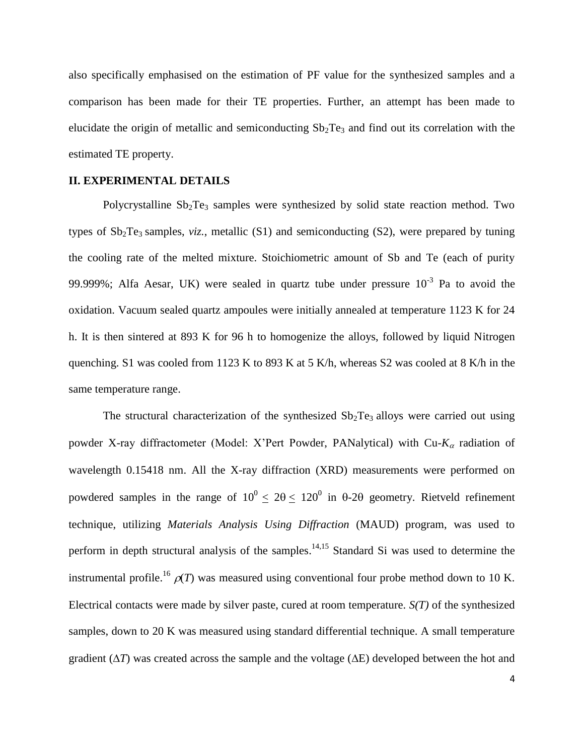also specifically emphasised on the estimation of PF value for the synthesized samples and a comparison has been made for their TE properties. Further, an attempt has been made to elucidate the origin of metallic and semiconducting $Sb_2Te_3$ and find out its correlation with the estimated TE property.

## II. EXPERIMENTAL DETAILS

Polycrystalline $Sb_2Te_3$ samples were synthesized by solid state reaction method. Two types of $Sb_2Te_3$ samples, *viz.*, metallic (S1) and semiconducting (S2), were prepared by tuning the cooling rate of the melted mixture. Stoichiometric amount of Sb and Te (each of purity 99.999%; Alfa Aesar, UK) were sealed in quartz tube under pressure $10^{-3}$ Pa to avoid the oxidation. Vacuum sealed quartz ampoules were initially annealed at temperature 1123 K for 24 h. It is then sintered at 893 K for 96 h to homogenize the alloys, followed by liquid Nitrogen quenching. S1 was cooled from 1123 K to 893 K at 5 K/h, whereas S2 was cooled at 8 K/h in the same temperature range.

The structural characterization of the synthesized $Sb_2Te_3$ alloys were carried out using powder X-ray diffractometer (Model: X'Pert Powder, PANalytical) with Cu-$K_\alpha$ radiation of wavelength 0.15418 nm. All the X-ray diffraction (XRD) measurements were performed on powdered samples in the range of $10^0 \leq 2\theta \leq 120^0$ in θ-2θ geometry. Rietveld refinement technique, utilizing *Materials Analysis Using Diffraction* (MAUD) program, was used to perform in depth structural analysis of the samples.[14,15] Standard Si was used to determine the instrumental profile.[16] $\rho(T)$ was measured using conventional four probe method down to 10 K. Electrical contacts were made by silver paste, cured at room temperature. $S(T)$ of the synthesized samples, down to 20 K was measured using standard differential technique. A small temperature gradient ($\Delta T$) was created across the sample and the voltage ($\Delta E$) developed between the hot and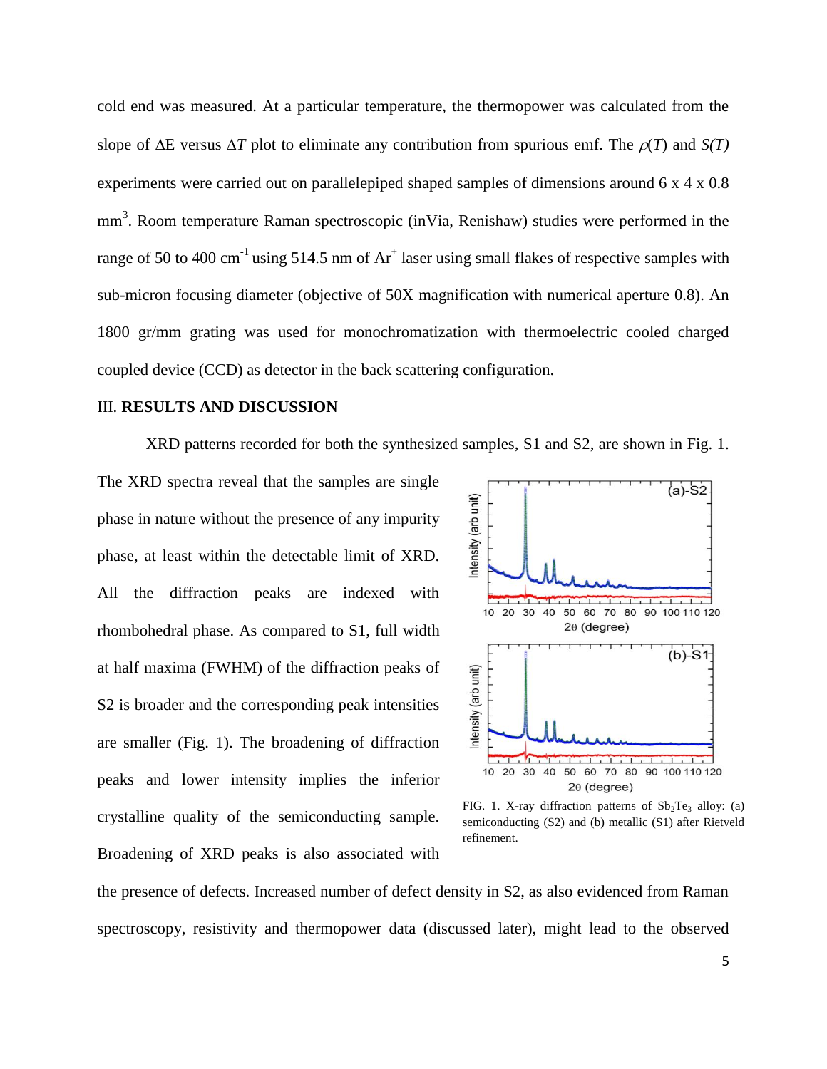cold end was measured. At a particular temperature, the thermopower was calculated from the slope of ΔE versus Δ$T$ plot to eliminate any contribution from spurious emf. The $\rho(T)$ and $S(T)$ experiments were carried out on parallelepiped shaped samples of dimensions around 6 x 4 x 0.8 mm$^3$. Room temperature Raman spectroscopic (inVia, Renishaw) studies were performed in the range of 50 to 400 cm$^{-1}$ using 514.5 nm of Ar$^+$ laser using small flakes of respective samples with sub-micron focusing diameter (objective of 50X magnification with numerical aperture 0.8). An 1800 gr/mm grating was used for monochromatization with thermoelectric cooled charged coupled device (CCD) as detector in the back scattering configuration.

## III. RESULTS AND DISCUSSION

XRD patterns recorded for both the synthesized samples, S1 and S2, are shown in Fig. 1. The XRD spectra reveal that the samples are single phase in nature without the presence of any impurity phase, at least within the detectable limit of XRD. All the diffraction peaks are indexed with rhombohedral phase. As compared to S1, full width at half maxima (FWHM) of the diffraction peaks of S2 is broader and the corresponding peak intensities are smaller (Fig. 1). The broadening of diffraction peaks and lower intensity implies the inferior crystalline quality of the semiconducting sample. Broadening of XRD peaks is also associated with the presence of defects. Increased number of defect density in S2, as also evidenced from Raman spectroscopy, resistivity and thermopower data (discussed later), might lead to the observed

FIG. 1. X-ray diffraction patterns of $Sb_2Te_3$ alloy: (a) semiconducting (S2) and (b) metallic (S1) after Rietveld refinement.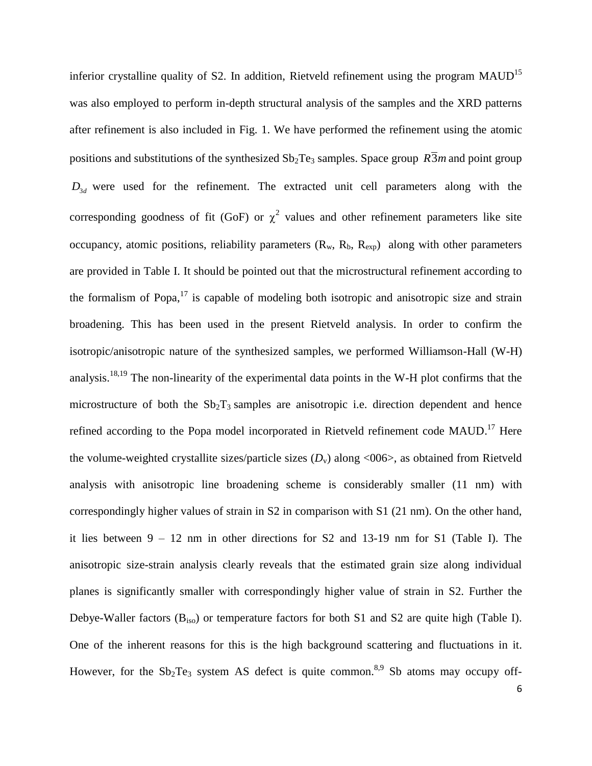inferior crystalline quality of S2. In addition, Rietveld refinement using the program MAUD[15] was also employed to perform in-depth structural analysis of the samples and the XRD patterns after refinement is also included in Fig. 1. We have performed the refinement using the atomic positions and substitutions of the synthesized $Sb_2Te_3$ samples. Space group $R\overline{3}m$ and point group $D_{3d}$ were used for the refinement. The extracted unit cell parameters along with the corresponding goodness of fit (GoF) or $\chi^2$ values and other refinement parameters like site occupancy, atomic positions, reliability parameters ($R_w$, $R_b$, $R_{exp}$) along with other parameters are provided in Table I. It should be pointed out that the microstructural refinement according to the formalism of Popa,[17] is capable of modeling both isotropic and anisotropic size and strain broadening. This has been used in the present Rietveld analysis. In order to confirm the isotropic/anisotropic nature of the synthesized samples, we performed Williamson-Hall (W-H) analysis.[18,19] The non-linearity of the experimental data points in the W-H plot confirms that the microstructure of both the $Sb_2T_3$ samples are anisotropic i.e. direction dependent and hence refined according to the Popa model incorporated in Rietveld refinement code MAUD.[17] Here the volume-weighted crystallite sizes/particle sizes ($D_v$) along <006>, as obtained from Rietveld analysis with anisotropic line broadening scheme is considerably smaller (11 nm) with correspondingly higher values of strain in S2 in comparison with S1 (21 nm). On the other hand, it lies between 9 – 12 nm in other directions for S2 and 13-19 nm for S1 (Table I). The anisotropic size-strain analysis clearly reveals that the estimated grain size along individual planes is significantly smaller with correspondingly higher value of strain in S2. Further the Debye-Waller factors ($B_{iso}$) or temperature factors for both S1 and S2 are quite high (Table I). One of the inherent reasons for this is the high background scattering and fluctuations in it. However, for the $Sb_2Te_3$ system AS defect is quite common.[8,9] Sb atoms may occupy off-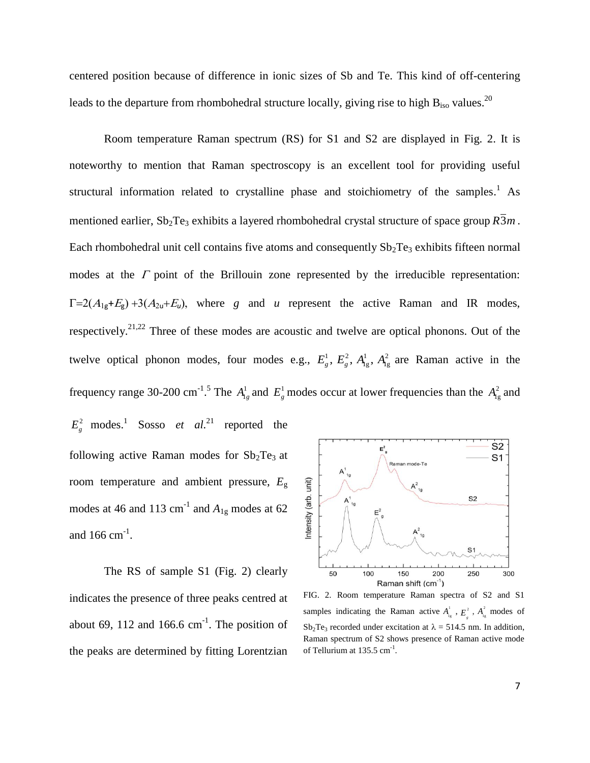centered position because of difference in ionic sizes of Sb and Te. This kind of off-centering leads to the departure from rhombohedral structure locally, giving rise to high $B_{iso}$ values.[20]

Room temperature Raman spectrum (RS) for S1 and S2 are displayed in Fig. 2. It is noteworthy to mention that Raman spectroscopy is an excellent tool for providing useful structural information related to crystalline phase and stoichiometry of the samples.[1] As mentioned earlier, $Sb_2Te_3$ exhibits a layered rhombohedral crystal structure of space group $R\bar{3}m$. Each rhombohedral unit cell contains five atoms and consequently $Sb_2Te_3$ exhibits fifteen normal modes at the $\Gamma$ point of the Brillouin zone represented by the irreducible representation: $\Gamma=2(A_{1g}+E_g)+3(A_{2u}+E_u)$, where $g$ and $u$ represent the active Raman and IR modes, respectively.[21,22] Three of these modes are acoustic and twelve are optical phonons. Out of the twelve optical phonon modes, four modes e.g., $E_g^1$, $E_g^2$, $A_{1g}^1$, $A_{1g}^2$ are Raman active in the frequency range 30-200 cm$^{-1}$.[5] The $A_{1g}^1$ and $E_g^1$ modes occur at lower frequencies than the $A_{1g}^2$ and $E_g^2$ modes.[1] Sosso *et al.*[21] reported the following active Raman modes for $Sb_2Te_3$ at room temperature and ambient pressure, $E_g$ modes at 46 and 113 cm$^{-1}$ and $A_{1g}$ modes at 62 and 166 cm$^{-1}$.

FIG. 2. Room temperature Raman spectra of S2 and S1 samples indicating the Raman active $A_{1g}^1$, $E_g^2$, $A_{1g}^2$ modes of $Sb_2Te_3$ recorded under excitation at $\lambda$ = 514.5 nm. In addition, Raman spectrum of S2 shows presence of Raman active mode of Tellurium at 135.5 cm$^{-1}$.

The RS of sample S1 (Fig. 2) clearly indicates the presence of three peaks centred at about 69, 112 and 166.6 cm$^{-1}$. The position of the peaks are determined by fitting Lorentzian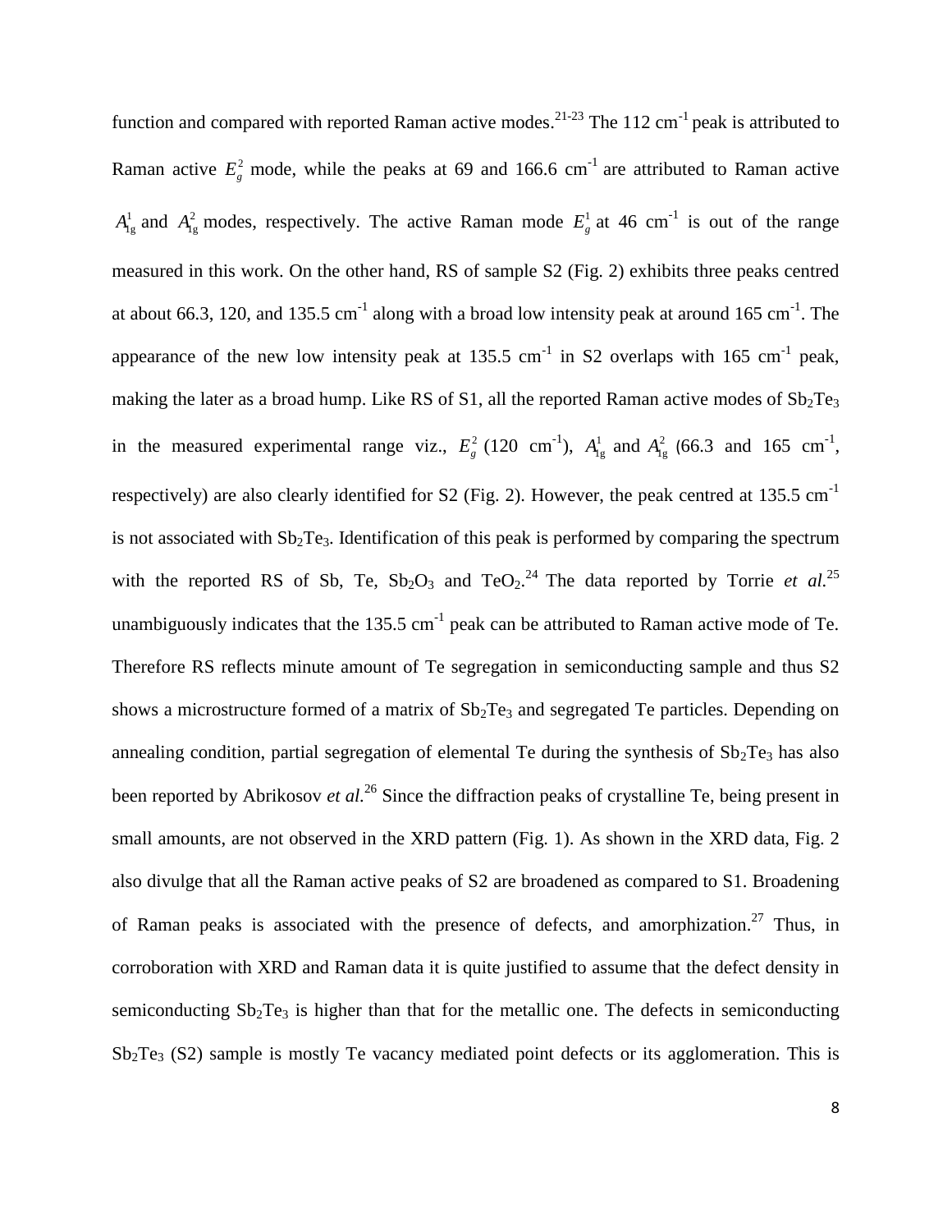function and compared with reported Raman active modes.[21-23] The 112 cm$^{-1}$ peak is attributed to Raman active $E_g^2$ mode, while the peaks at 69 and 166.6 cm$^{-1}$ are attributed to Raman active $A_{1g}^1$ and $A_{1g}^2$ modes, respectively. The active Raman mode $E_g^1$ at 46 cm$^{-1}$ is out of the range measured in this work. On the other hand, RS of sample S2 (Fig. 2) exhibits three peaks centred at about 66.3, 120, and 135.5 cm$^{-1}$ along with a broad low intensity peak at around 165 cm$^{-1}$. The appearance of the new low intensity peak at 135.5 cm$^{-1}$ in S2 overlaps with 165 cm$^{-1}$ peak, making the later as a broad hump. Like RS of S1, all the reported Raman active modes of $Sb_2Te_3$ in the measured experimental range viz., $E_g^2$ (120 cm$^{-1}$), $A_{1g}^1$ and $A_{1g}^2$ (66.3 and 165 cm$^{-1}$, respectively) are also clearly identified for S2 (Fig. 2). However, the peak centred at 135.5 cm$^{-1}$ is not associated with $Sb_2Te_3$. Identification of this peak is performed by comparing the spectrum with the reported RS of Sb, Te, $Sb_2O_3$ and $TeO_2$.[24] The data reported by Torrie *et al.*[25] unambiguously indicates that the 135.5 cm$^{-1}$ peak can be attributed to Raman active mode of Te. Therefore RS reflects minute amount of Te segregation in semiconducting sample and thus S2 shows a microstructure formed of a matrix of $Sb_2Te_3$ and segregated Te particles. Depending on annealing condition, partial segregation of elemental Te during the synthesis of $Sb_2Te_3$ has also been reported by Abrikosov *et al.*[26] Since the diffraction peaks of crystalline Te, being present in small amounts, are not observed in the XRD pattern (Fig. 1). As shown in the XRD data, Fig. 2 also divulge that all the Raman active peaks of S2 are broadened as compared to S1. Broadening of Raman peaks is associated with the presence of defects, and amorphization.[27] Thus, in corroboration with XRD and Raman data it is quite justified to assume that the defect density in semiconducting $Sb_2Te_3$ is higher than that for the metallic one. The defects in semiconducting $Sb_2Te_3$ (S2) sample is mostly Te vacancy mediated point defects or its agglomeration. This is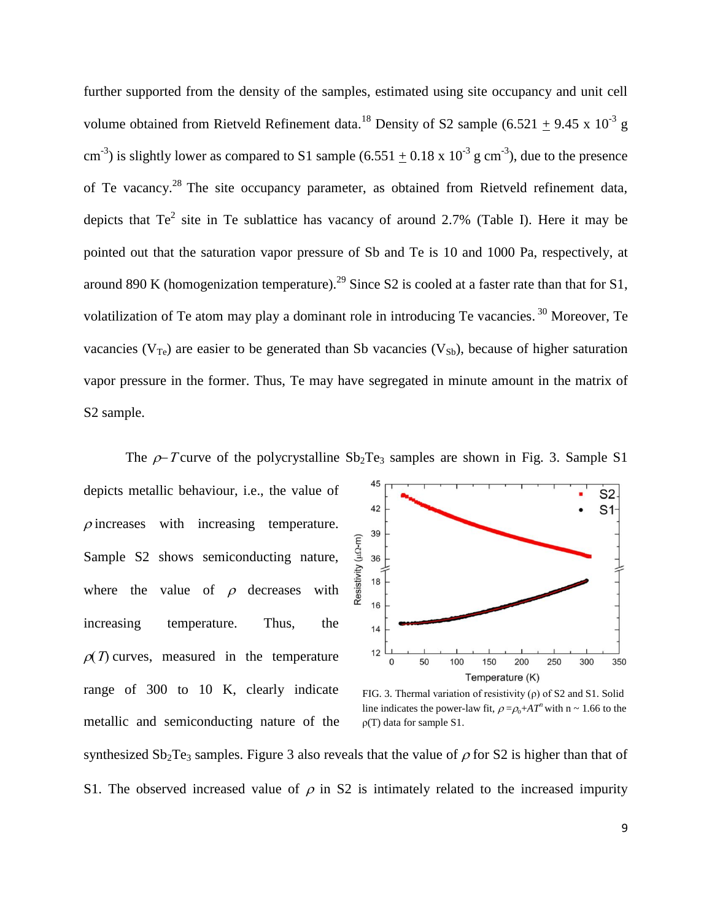further supported from the density of the samples, estimated using site occupancy and unit cell volume obtained from Rietveld Refinement data.[18] Density of S2 sample (6.521 ± 9.45 x $10^{-3}$ g $cm^{-3}$) is slightly lower as compared to S1 sample (6.551 ± 0.18 x $10^{-3}$ g $cm^{-3}$), due to the presence of Te vacancy.[28] The site occupancy parameter, as obtained from Rietveld refinement data, depicts that $Te^2$ site in Te sublattice has vacancy of around 2.7% (Table I). Here it may be pointed out that the saturation vapor pressure of Sb and Te is 10 and 1000 Pa, respectively, at around 890 K (homogenization temperature).[29] Since S2 is cooled at a faster rate than that for S1, volatilization of Te atom may play a dominant role in introducing Te vacancies.[30] Moreover, Te vacancies ($V_{Te}$) are easier to be generated than Sb vacancies ($V_{Sb}$), because of higher saturation vapor pressure in the former. Thus, Te may have segregated in minute amount in the matrix of S2 sample.

The $\rho$–$T$ curve of the polycrystalline $Sb_2Te_3$ samples are shown in Fig. 3. Sample S1 depicts metallic behaviour, i.e., the value of $\rho$ increases with increasing temperature. Sample S2 shows semiconducting nature, where the value of $\rho$ decreases with increasing temperature. Thus, the $\rho(T)$ curves, measured in the temperature range of 300 to 10 K, clearly indicate metallic and semiconducting nature of the synthesized $Sb_2Te_3$ samples. Figure 3 also reveals that the value of $\rho$ for S2 is higher than that of S1. The observed increased value of $\rho$ in S2 is intimately related to the increased impurity

FIG. 3. Thermal variation of resistivity ($\rho$) of S2 and S1. Solid line indicates the power-law fit, $\rho = \rho_0 + AT^n$ with n ~ 1.66 to the $\rho(T)$ data for sample S1.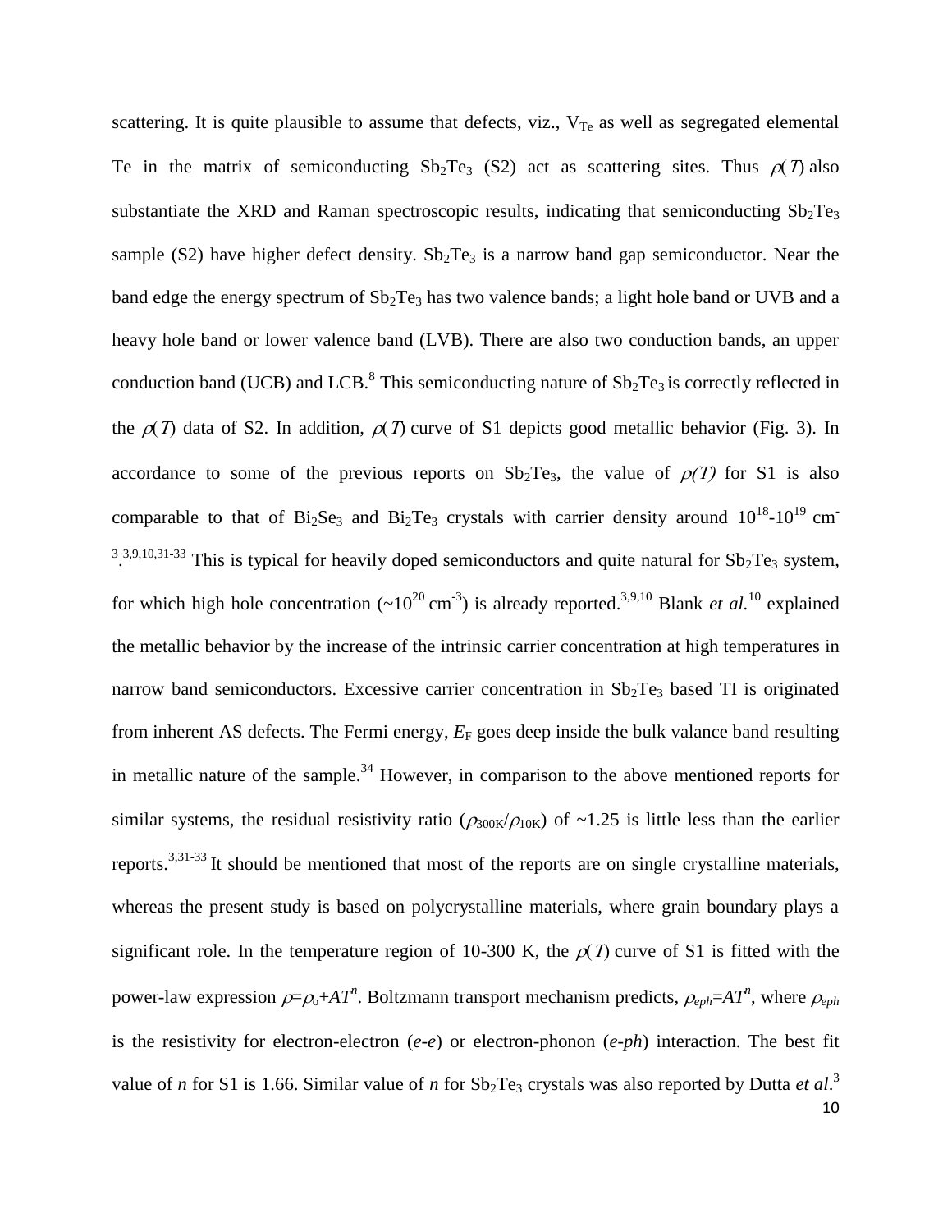scattering. It is quite plausible to assume that defects, viz., $V_{Te}$ as well as segregated elemental Te in the matrix of semiconducting $Sb_2Te_3$ (S2) act as scattering sites. Thus $\rho(T)$ also substantiate the XRD and Raman spectroscopic results, indicating that semiconducting $Sb_2Te_3$ sample (S2) have higher defect density. $Sb_2Te_3$ is a narrow band gap semiconductor. Near the band edge the energy spectrum of $Sb_2Te_3$ has two valence bands; a light hole band or UVB and a heavy hole band or lower valence band (LVB). There are also two conduction bands, an upper conduction band (UCB) and LCB.[8] This semiconducting nature of $Sb_2Te_3$ is correctly reflected in the $\rho(T)$ data of S2. In addition, $\rho(T)$ curve of S1 depicts good metallic behavior (Fig. 3). In accordance to some of the previous reports on $Sb_2Te_3$, the value of $\rho(T)$ for S1 is also comparable to that of $Bi_2Se_3$ and $Bi_2Te_3$ crystals with carrier density around $10^{18}$-$10^{19}$ $cm^{-3}$.[3,9,10,31-33] This is typical for heavily doped semiconductors and quite natural for $Sb_2Te_3$ system, for which high hole concentration (~$10^{20}$ $cm^{-3}$) is already reported.[3,9,10] Blank *et al.*[10] explained the metallic behavior by the increase of the intrinsic carrier concentration at high temperatures in narrow band semiconductors. Excessive carrier concentration in $Sb_2Te_3$ based TI is originated from inherent AS defects. The Fermi energy, $E_F$ goes deep inside the bulk valance band resulting in metallic nature of the sample.[34] However, in comparison to the above mentioned reports for similar systems, the residual resistivity ratio ($\rho_{300K}/\rho_{10K}$) of ~1.25 is little less than the earlier reports.[3,31-33] It should be mentioned that most of the reports are on single crystalline materials, whereas the present study is based on polycrystalline materials, where grain boundary plays a significant role. In the temperature region of 10-300 K, the $\rho(T)$ curve of S1 is fitted with the power-law expression $\rho=\rho_o+AT^n$. Boltzmann transport mechanism predicts, $\rho_{eph}=AT^n$, where $\rho_{eph}$ is the resistivity for electron-electron (*e-e*) or electron-phonon (*e-ph*) interaction. The best fit value of $n$ for S1 is 1.66. Similar value of $n$ for $Sb_2Te_3$ crystals was also reported by Dutta *et al*.[3]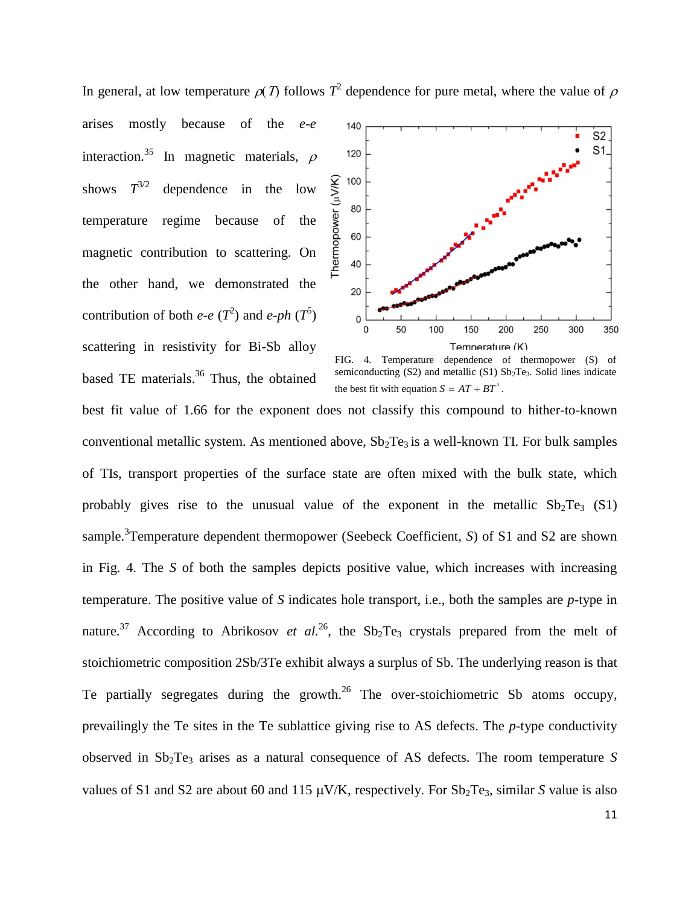In general, at low temperature $\rho(T)$ follows $T^2$ dependence for pure metal, where the value of $\rho$ arises mostly because of the *e-e* interaction.[35] In magnetic materials, $\rho$ shows $T^{3/2}$ dependence in the low temperature regime because of the magnetic contribution to scattering. On the other hand, we demonstrated the contribution of both *e-e* ($T^2$) and *e-ph* ($T^5$) scattering in resistivity for Bi-Sb alloy based TE materials.[36] Thus, the obtained best fit value of 1.66 for the exponent does not classify this compound to hither-to-known conventional metallic system. As mentioned above, $Sb_2Te_3$ is a well-known TI. For bulk samples of TIs, transport properties of the surface state are often mixed with the bulk state, which probably gives rise to the unusual value of the exponent in the metallic $Sb_2Te_3$ (S1) sample.[3] Temperature dependent thermopower (Seebeck Coefficient, $S$) of S1 and S2 are shown in Fig. 4. The $S$ of both the samples depicts positive value, which increases with increasing temperature. The positive value of $S$ indicates hole transport, i.e., both the samples are *p*-type in nature.[37] According to Abrikosov *et al.*[26], the $Sb_2Te_3$ crystals prepared from the melt of stoichiometric composition 2Sb/3Te exhibit always a surplus of Sb. The underlying reason is that Te partially segregates during the growth.[26] The over-stoichiometric Sb atoms occupy, prevailingly the Te sites in the Te sublattice giving rise to AS defects. The *p*-type conductivity observed in $Sb_2Te_3$ arises as a natural consequence of AS defects. The room temperature $S$ values of S1 and S2 are about 60 and 115 μV/K, respectively. For $Sb_2Te_3$, similar $S$ value is also

FIG. 4. Temperature dependence of thermopower (S) of semiconducting (S2) and metallic (S1) $Sb_2Te_3$. Solid lines indicate the best fit with equation $S = AT + BT^3$.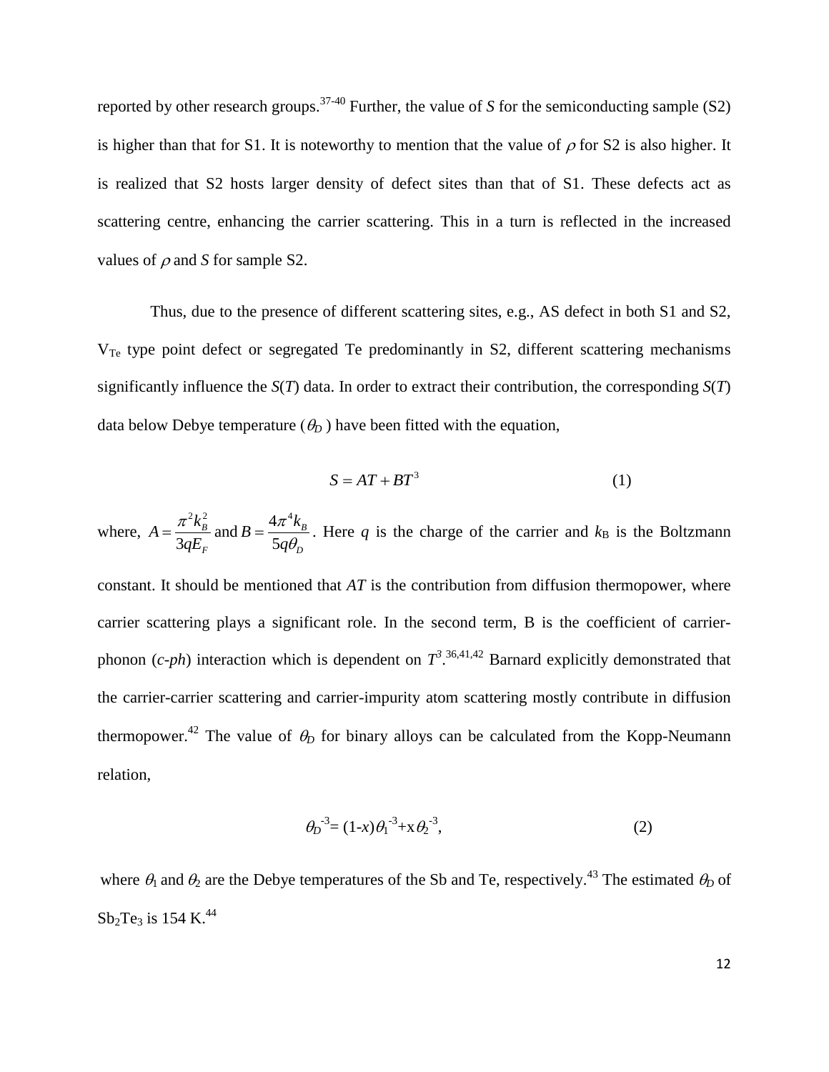reported by other research groups.[37-40] Further, the value of *S* for the semiconducting sample (S2) is higher than that for S1. It is noteworthy to mention that the value of $\rho$ for S2 is also higher. It is realized that S2 hosts larger density of defect sites than that of S1. These defects act as scattering centre, enhancing the carrier scattering. This in a turn is reflected in the increased values of $\rho$ and *S* for sample S2.

Thus, due to the presence of different scattering sites, e.g., AS defect in both S1 and S2, $V_{Te}$ type point defect or segregated Te predominantly in S2, different scattering mechanisms significantly influence the $S(T)$ data. In order to extract their contribution, the corresponding $S(T)$ data below Debye temperature ($\theta_D$) have been fitted with the equation,

$$S = AT + BT^3 \tag{1}$$

where, $A = \frac{\pi^2 k_B^2}{3qE_F}$ and $B = \frac{4\pi^4 k_B}{5q\theta_D}$. Here *q* is the charge of the carrier and $k_B$ is the Boltzmann constant. It should be mentioned that *AT* is the contribution from diffusion thermopower, where carrier scattering plays a significant role. In the second term, B is the coefficient of carrier-phonon (*c-ph*) interaction which is dependent on $T^3$.[36,41,42] Barnard explicitly demonstrated that the carrier-carrier scattering and carrier-impurity atom scattering mostly contribute in diffusion thermopower.[42] The value of $\theta_D$ for binary alloys can be calculated from the Kopp-Neumann relation,

$$\theta_D^{-3} = (1-x)\theta_1^{-3} + x\theta_2^{-3}, \tag{2}$$

where $\theta_1$ and $\theta_2$ are the Debye temperatures of the Sb and Te, respectively.[43] The estimated $\theta_D$ of $Sb_2Te_3$ is 154 K.[44]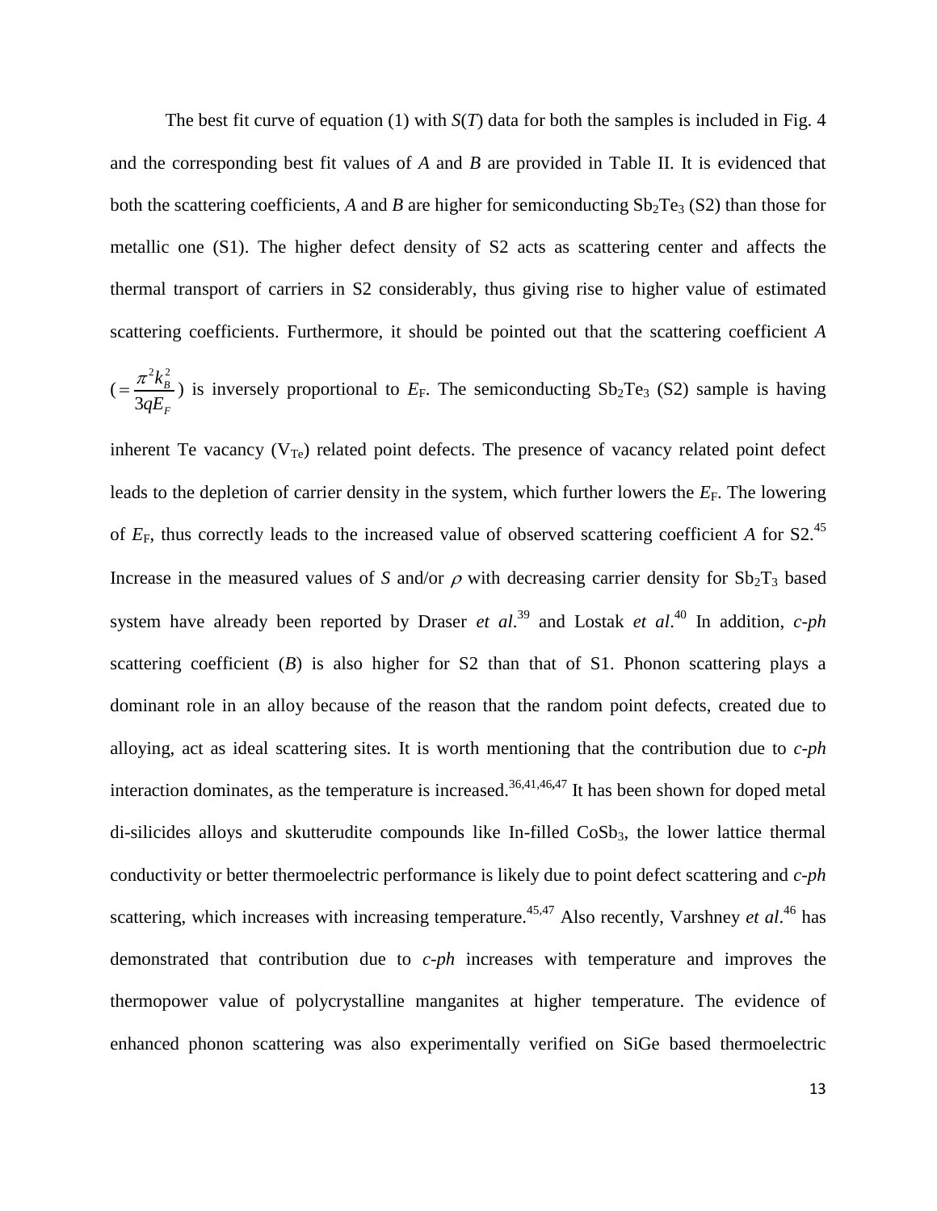The best fit curve of equation (1) with $S(T)$ data for both the samples is included in Fig. 4 and the corresponding best fit values of $A$ and $B$ are provided in Table II. It is evidenced that both the scattering coefficients, $A$ and $B$ are higher for semiconducting $Sb_2Te_3$ (S2) than those for metallic one (S1). The higher defect density of S2 acts as scattering center and affects the thermal transport of carriers in S2 considerably, thus giving rise to higher value of estimated scattering coefficients. Furthermore, it should be pointed out that the scattering coefficient $A$ $\left(=\frac{\pi^2 k_B^2}{3qE_F}\right)$ is inversely proportional to $E_F$. The semiconducting $Sb_2Te_3$ (S2) sample is having inherent Te vacancy ($V_{Te}$) related point defects. The presence of vacancy related point defect leads to the depletion of carrier density in the system, which further lowers the $E_F$. The lowering of $E_F$, thus correctly leads to the increased value of observed scattering coefficient $A$ for S2.[45] Increase in the measured values of $S$ and/or $\rho$ with decreasing carrier density for $Sb_2T_3$ based system have already been reported by Draser *et al*.[39] and Lostak *et al*.[40] In addition, *c-ph* scattering coefficient ($B$) is also higher for S2 than that of S1. Phonon scattering plays a dominant role in an alloy because of the reason that the random point defects, created due to alloying, act as ideal scattering sites. It is worth mentioning that the contribution due to *c-ph* interaction dominates, as the temperature is increased.[36,41,46,47] It has been shown for doped metal di-silicides alloys and skutterudite compounds like In-filled $CoSb_3$, the lower lattice thermal conductivity or better thermoelectric performance is likely due to point defect scattering and *c-ph* scattering, which increases with increasing temperature.[45,47] Also recently, Varshney *et al*.[46] has demonstrated that contribution due to *c-ph* increases with temperature and improves the thermopower value of polycrystalline manganites at higher temperature. The evidence of enhanced phonon scattering was also experimentally verified on SiGe based thermoelectric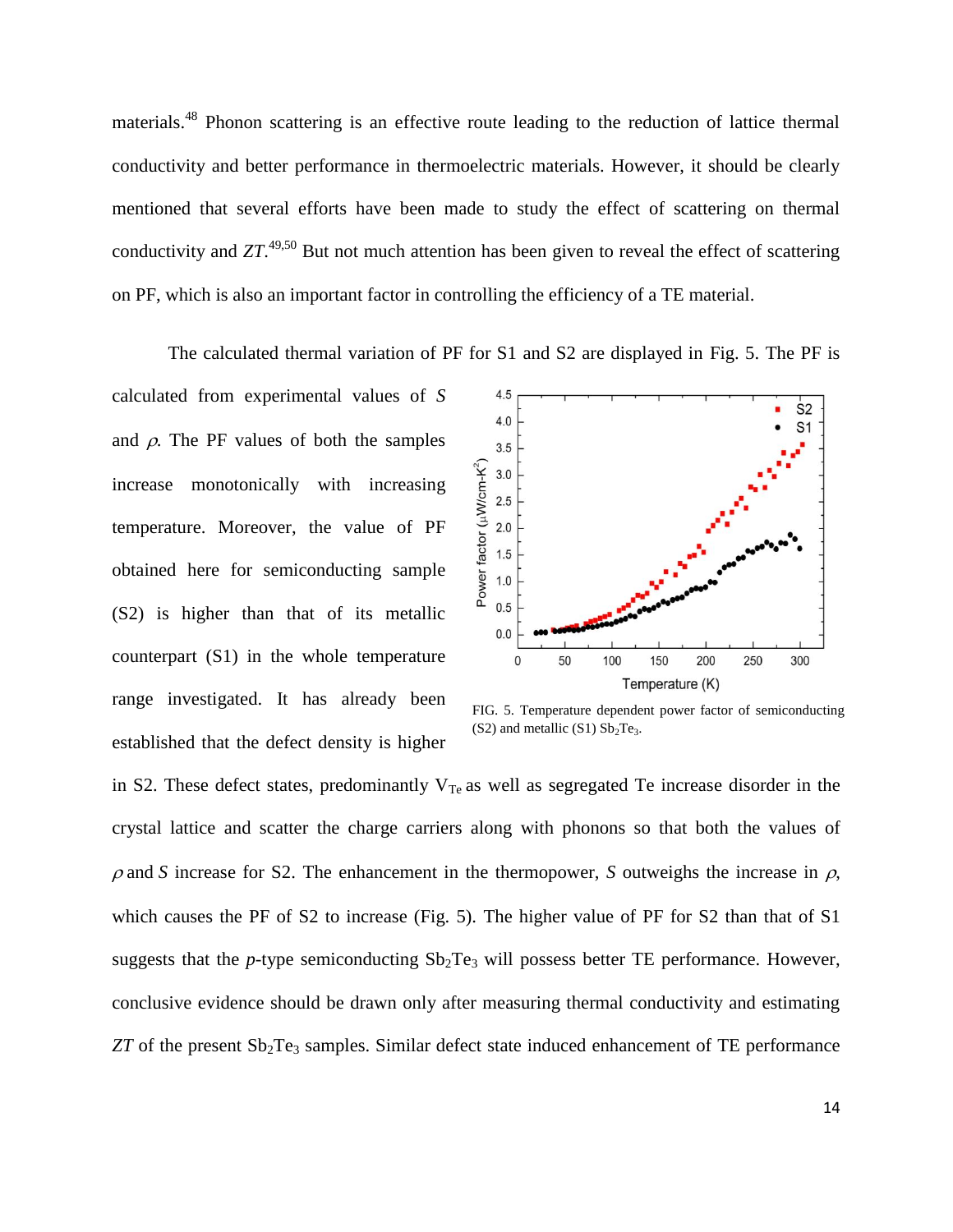materials.[48] Phonon scattering is an effective route leading to the reduction of lattice thermal conductivity and better performance in thermoelectric materials. However, it should be clearly mentioned that several efforts have been made to study the effect of scattering on thermal conductivity and *ZT*.[49,50] But not much attention has been given to reveal the effect of scattering on PF, which is also an important factor in controlling the efficiency of a TE material.

The calculated thermal variation of PF for S1 and S2 are displayed in Fig. 5. The PF is calculated from experimental values of $S$ and $\rho$. The PF values of both the samples increase monotonically with increasing temperature. Moreover, the value of PF obtained here for semiconducting sample (S2) is higher than that of its metallic counterpart (S1) in the whole temperature range investigated. It has already been established that the defect density is higher in S2. These defect states, predominantly $V_{Te}$ as well as segregated Te increase disorder in the crystal lattice and scatter the charge carriers along with phonons so that both the values of $\rho$ and $S$ increase for S2. The enhancement in the thermopower, $S$ outweighs the increase in $\rho$, which causes the PF of S2 to increase (Fig. 5). The higher value of PF for S2 than that of S1 suggests that the *p*-type semiconducting $Sb_2Te_3$ will possess better TE performance. However, conclusive evidence should be drawn only after measuring thermal conductivity and estimating *ZT* of the present $Sb_2Te_3$ samples. Similar defect state induced enhancement of TE performance

FIG. 5. Temperature dependent power factor of semiconducting (S2) and metallic (S1) $Sb_2Te_3$.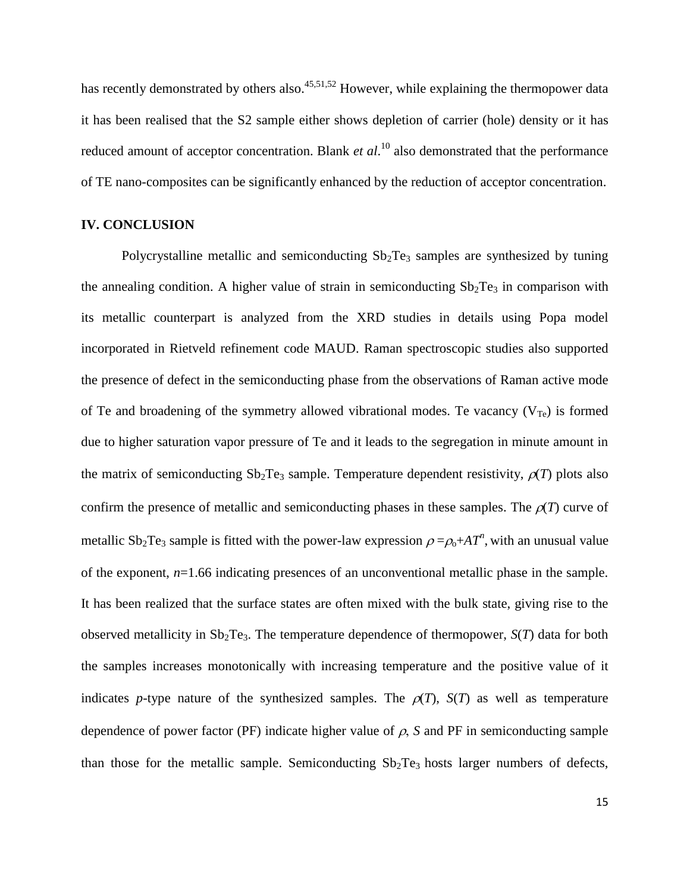has recently demonstrated by others also.[45,51,52] However, while explaining the thermopower data it has been realised that the S2 sample either shows depletion of carrier (hole) density or it has reduced amount of acceptor concentration. Blank *et al*.[10] also demonstrated that the performance of TE nano-composites can be significantly enhanced by the reduction of acceptor concentration.

## IV. CONCLUSION

Polycrystalline metallic and semiconducting $Sb_2Te_3$ samples are synthesized by tuning the annealing condition. A higher value of strain in semiconducting $Sb_2Te_3$ in comparison with its metallic counterpart is analyzed from the XRD studies in details using Popa model incorporated in Rietveld refinement code MAUD. Raman spectroscopic studies also supported the presence of defect in the semiconducting phase from the observations of Raman active mode of Te and broadening of the symmetry allowed vibrational modes. Te vacancy ($V_{Te}$) is formed due to higher saturation vapor pressure of Te and it leads to the segregation in minute amount in the matrix of semiconducting $Sb_2Te_3$ sample. Temperature dependent resistivity, $\rho(T)$ plots also confirm the presence of metallic and semiconducting phases in these samples. The $\rho(T)$ curve of metallic $Sb_2Te_3$ sample is fitted with the power-law expression $\rho = \rho_o + AT^n$, with an unusual value of the exponent, $n$=1.66 indicating presences of an unconventional metallic phase in the sample. It has been realized that the surface states are often mixed with the bulk state, giving rise to the observed metallicity in $Sb_2Te_3$. The temperature dependence of thermopower, $S(T)$ data for both the samples increases monotonically with increasing temperature and the positive value of it indicates *p*-type nature of the synthesized samples. The $\rho(T)$, $S(T)$ as well as temperature dependence of power factor (PF) indicate higher value of $\rho$, $S$ and PF in semiconducting sample than those for the metallic sample. Semiconducting $Sb_2Te_3$ hosts larger numbers of defects,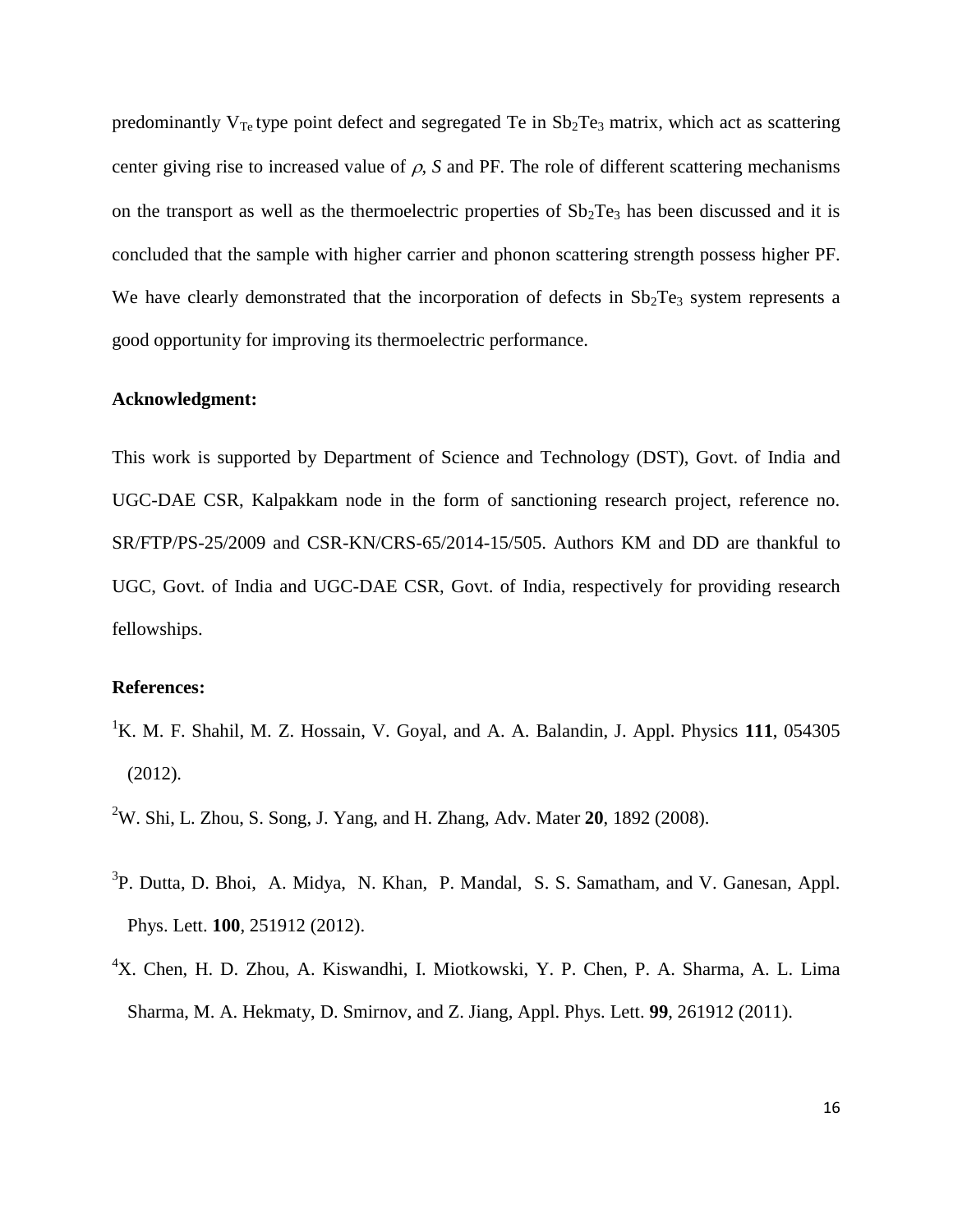predominantly $V_{Te}$ type point defect and segregated Te in $Sb_2Te_3$ matrix, which act as scattering center giving rise to increased value of $\rho$, $S$ and PF. The role of different scattering mechanisms on the transport as well as the thermoelectric properties of $Sb_2Te_3$ has been discussed and it is concluded that the sample with higher carrier and phonon scattering strength possess higher PF. We have clearly demonstrated that the incorporation of defects in $Sb_2Te_3$ system represents a good opportunity for improving its thermoelectric performance.

**Acknowledgment:**

This work is supported by Department of Science and Technology (DST), Govt. of India and UGC-DAE CSR, Kalpakkam node in the form of sanctioning research project, reference no. SR/FTP/PS-25/2009 and CSR-KN/CRS-65/2014-15/505. Authors KM and DD are thankful to UGC, Govt. of India and UGC-DAE CSR, Govt. of India, respectively for providing research fellowships.

**References:**

[1] K. M. F. Shahil, M. Z. Hossain, V. Goyal, and A. A. Balandin, J. Appl. Physics **111**, 054305 (2012).

[2] W. Shi, L. Zhou, S. Song, J. Yang, and H. Zhang, Adv. Mater **20**, 1892 (2008).

[3] P. Dutta, D. Bhoi, A. Midya, N. Khan, P. Mandal, S. S. Samatham, and V. Ganesan, Appl. Phys. Lett. **100**, 251912 (2012).

[4] X. Chen, H. D. Zhou, A. Kiswandhi, I. Miotkowski, Y. P. Chen, P. A. Sharma, A. L. Lima Sharma, M. A. Hekmaty, D. Smirnov, and Z. Jiang, Appl. Phys. Lett. **99**, 261912 (2011).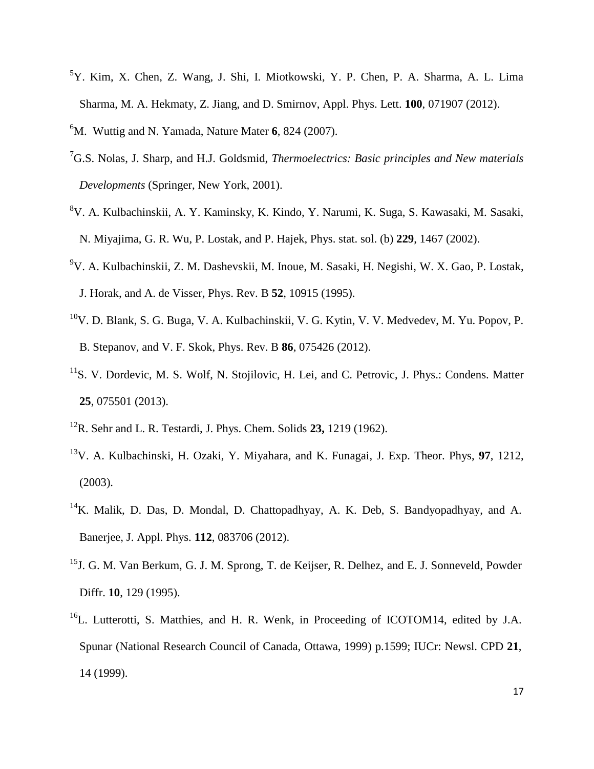[5]Y. Kim, X. Chen, Z. Wang, J. Shi, I. Miotkowski, Y. P. Chen, P. A. Sharma, A. L. Lima Sharma, M. A. Hekmaty, Z. Jiang, and D. Smirnov, Appl. Phys. Lett. **100**, 071907 (2012).

[6]M. Wuttig and N. Yamada, Nature Mater **6**, 824 (2007).

[7]G.S. Nolas, J. Sharp, and H.J. Goldsmid, *Thermoelectrics: Basic principles and New materials Developments* (Springer, New York, 2001).

[8]V. A. Kulbachinskii, A. Y. Kaminsky, K. Kindo, Y. Narumi, K. Suga, S. Kawasaki, M. Sasaki, N. Miyajima, G. R. Wu, P. Lostak, and P. Hajek, Phys. stat. sol. (b) **229**, 1467 (2002).

[9]V. A. Kulbachinskii, Z. M. Dashevskii, M. Inoue, M. Sasaki, H. Negishi, W. X. Gao, P. Lostak, J. Horak, and A. de Visser, Phys. Rev. B **52**, 10915 (1995).

[10]V. D. Blank, S. G. Buga, V. A. Kulbachinskii, V. G. Kytin, V. V. Medvedev, M. Yu. Popov, P. B. Stepanov, and V. F. Skok, Phys. Rev. B **86**, 075426 (2012).

[11]S. V. Dordevic, M. S. Wolf, N. Stojilovic, H. Lei, and C. Petrovic, J. Phys.: Condens. Matter **25**, 075501 (2013).

[12]R. Sehr and L. R. Testardi, J. Phys. Chem. Solids **23,** 1219 (1962).

[13]V. A. Kulbachinski, H. Ozaki, Y. Miyahara, and K. Funagai, J. Exp. Theor. Phys, **97**, 1212, (2003).

[14]K. Malik, D. Das, D. Mondal, D. Chattopadhyay, A. K. Deb, S. Bandyopadhyay, and A. Banerjee, J. Appl. Phys. **112**, 083706 (2012).

[15]J. G. M. Van Berkum, G. J. M. Sprong, T. de Keijser, R. Delhez, and E. J. Sonneveld, Powder Diffr. **10**, 129 (1995).

[16]L. Lutterotti, S. Matthies, and H. R. Wenk, in Proceeding of ICOTOM14, edited by J.A. Spunar (National Research Council of Canada, Ottawa, 1999) p.1599; IUCr: Newsl. CPD **21**, 14 (1999).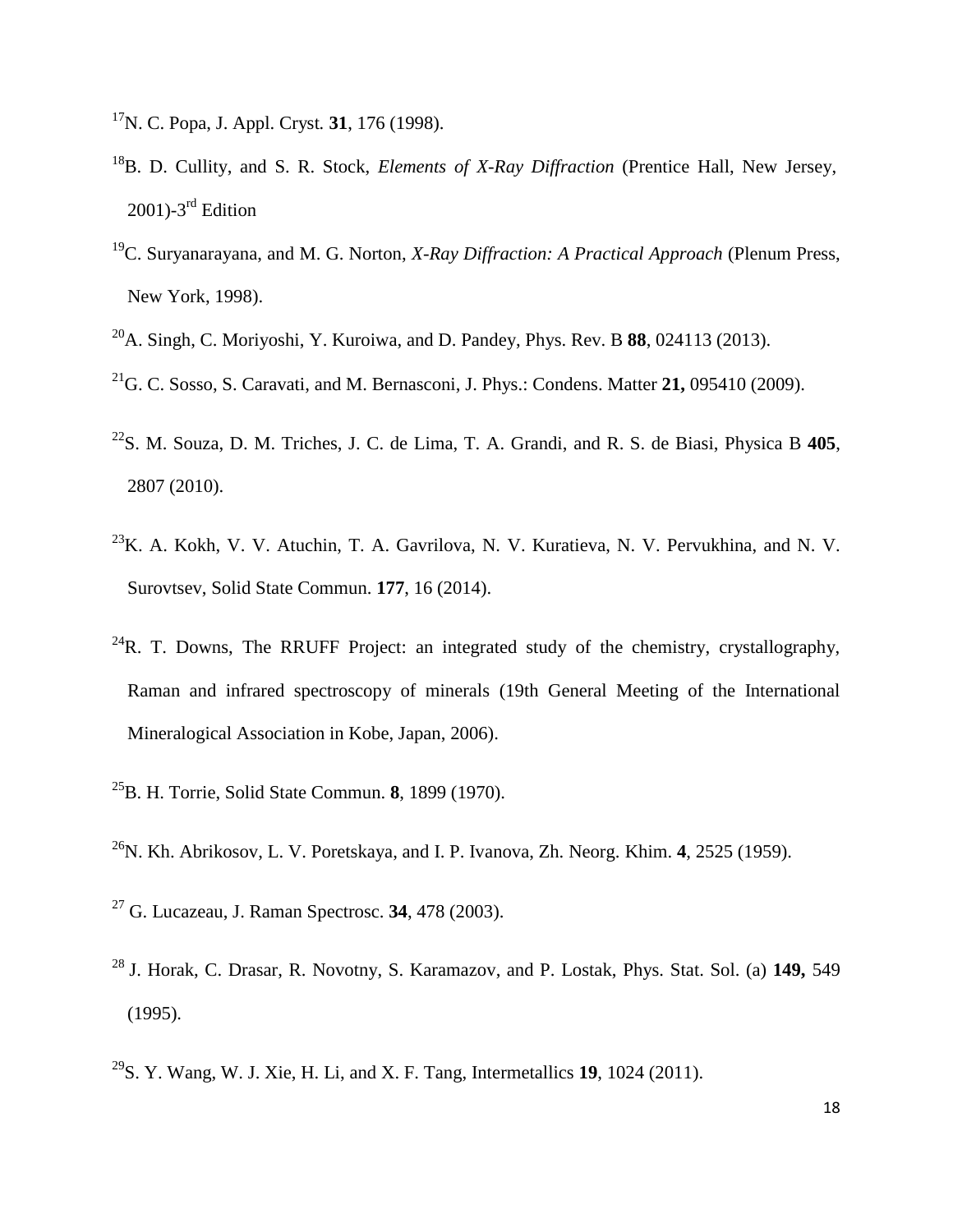[17]N. C. Popa, J. Appl. Cryst. **31**, 176 (1998).

[18]B. D. Cullity, and S. R. Stock, *Elements of X-Ray Diffraction* (Prentice Hall, New Jersey, 2001)-3rd Edition

[19]C. Suryanarayana, and M. G. Norton, *X-Ray Diffraction: A Practical Approach* (Plenum Press, New York, 1998).

[20]A. Singh, C. Moriyoshi, Y. Kuroiwa, and D. Pandey, Phys. Rev. B **88**, 024113 (2013).

[21]G. C. Sosso, S. Caravati, and M. Bernasconi, J. Phys.: Condens. Matter **21,** 095410 (2009).

[22]S. M. Souza, D. M. Triches, J. C. de Lima, T. A. Grandi, and R. S. de Biasi, Physica B **405**, 2807 (2010).

[23]K. A. Kokh, V. V. Atuchin, T. A. Gavrilova, N. V. Kuratieva, N. V. Pervukhina, and N. V. Surovtsev, Solid State Commun. **177**, 16 (2014).

[24]R. T. Downs, The RRUFF Project: an integrated study of the chemistry, crystallography, Raman and infrared spectroscopy of minerals (19th General Meeting of the International Mineralogical Association in Kobe, Japan, 2006).

[25]B. H. Torrie, Solid State Commun. **8**, 1899 (1970).

[26]N. Kh. Abrikosov, L. V. Poretskaya, and I. P. Ivanova, Zh. Neorg. Khim. **4**, 2525 (1959).

[27] G. Lucazeau, J. Raman Spectrosc. **34**, 478 (2003).

[28] J. Horak, C. Drasar, R. Novotny, S. Karamazov, and P. Lostak, Phys. Stat. Sol. (a) **149,** 549 (1995).

[29]S. Y. Wang, W. J. Xie, H. Li, and X. F. Tang, Intermetallics **19**, 1024 (2011).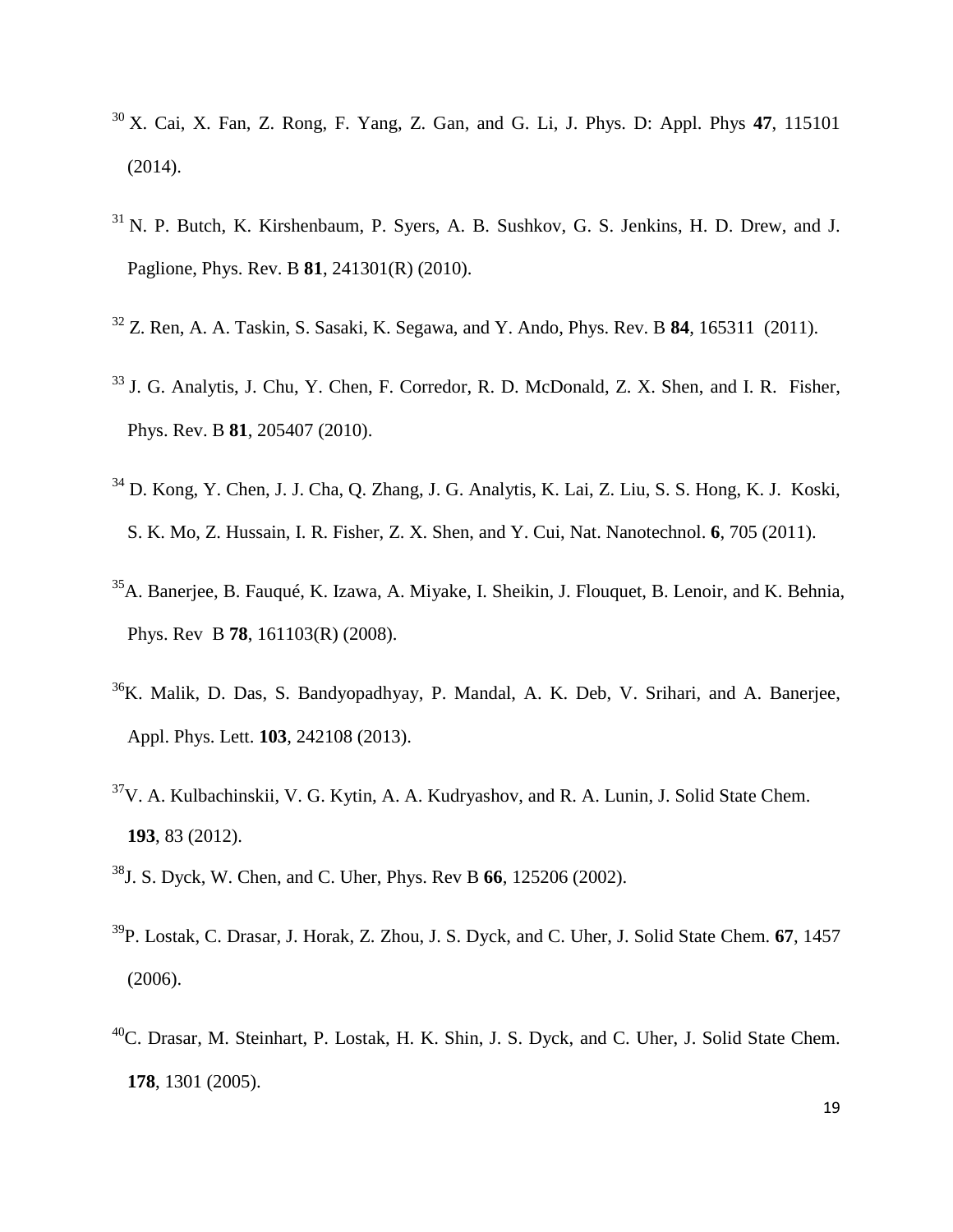[30] X. Cai, X. Fan, Z. Rong, F. Yang, Z. Gan, and G. Li, J. Phys. D: Appl. Phys **47**, 115101 (2014).

[31] N. P. Butch, K. Kirshenbaum, P. Syers, A. B. Sushkov, G. S. Jenkins, H. D. Drew, and J. Paglione, Phys. Rev. B **81**, 241301(R) (2010).

[32] Z. Ren, A. A. Taskin, S. Sasaki, K. Segawa, and Y. Ando, Phys. Rev. B **84**, 165311 (2011).

[33] J. G. Analytis, J. Chu, Y. Chen, F. Corredor, R. D. McDonald, Z. X. Shen, and I. R. Fisher, Phys. Rev. B **81**, 205407 (2010).

[34] D. Kong, Y. Chen, J. J. Cha, Q. Zhang, J. G. Analytis, K. Lai, Z. Liu, S. S. Hong, K. J. Koski, S. K. Mo, Z. Hussain, I. R. Fisher, Z. X. Shen, and Y. Cui, Nat. Nanotechnol. **6**, 705 (2011).

[35] A. Banerjee, B. Fauqué, K. Izawa, A. Miyake, I. Sheikin, J. Flouquet, B. Lenoir, and K. Behnia, Phys. Rev B **78**, 161103(R) (2008).

[36] K. Malik, D. Das, S. Bandyopadhyay, P. Mandal, A. K. Deb, V. Srihari, and A. Banerjee, Appl. Phys. Lett. **103**, 242108 (2013).

[37] V. A. Kulbachinskii, V. G. Kytin, A. A. Kudryashov, and R. A. Lunin, J. Solid State Chem. **193**, 83 (2012).

[38] J. S. Dyck, W. Chen, and C. Uher, Phys. Rev B **66**, 125206 (2002).

[39] P. Lostak, C. Drasar, J. Horak, Z. Zhou, J. S. Dyck, and C. Uher, J. Solid State Chem. **67**, 1457 (2006).

[40] C. Drasar, M. Steinhart, P. Lostak, H. K. Shin, J. S. Dyck, and C. Uher, J. Solid State Chem. **178**, 1301 (2005).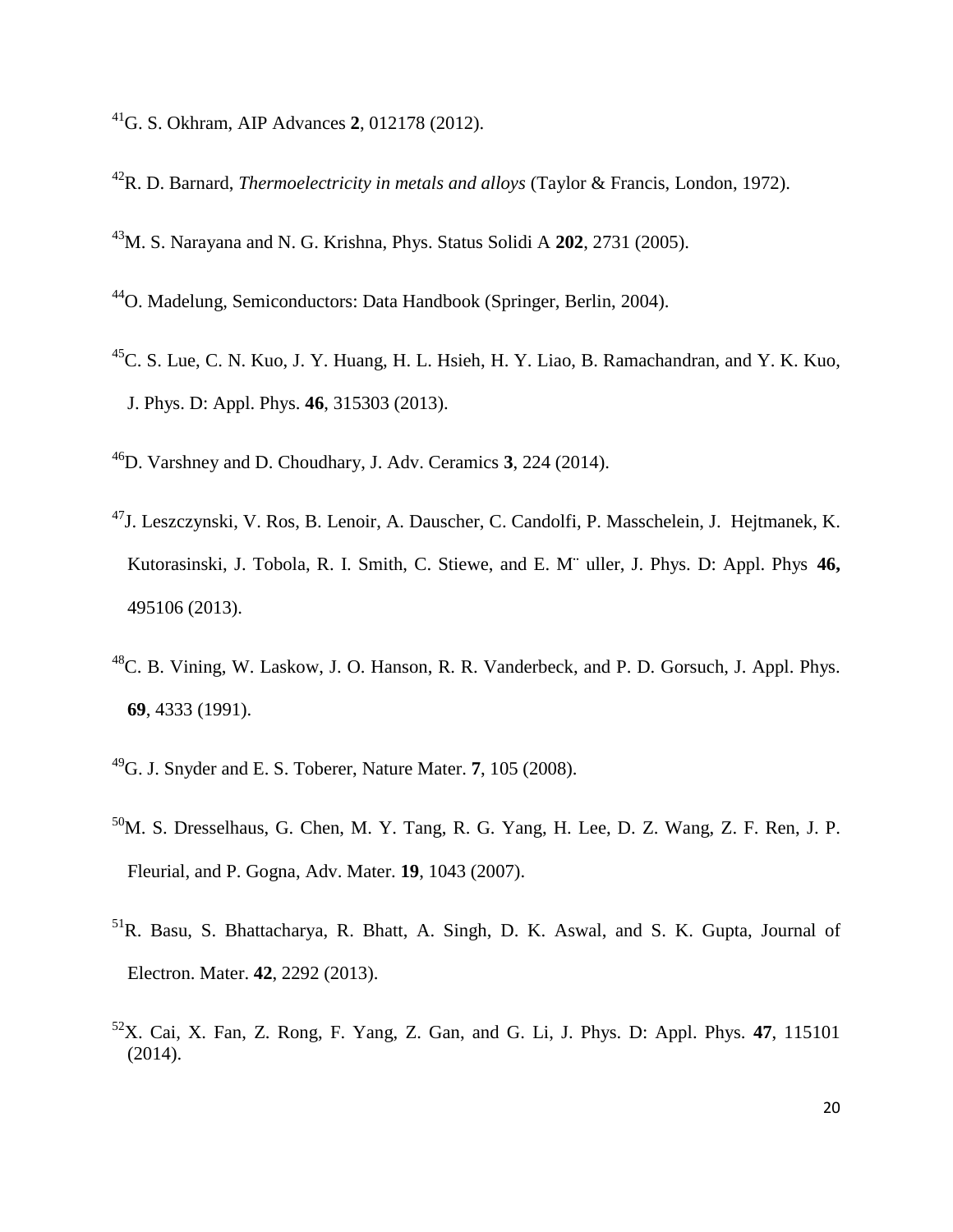[41]G. S. Okhram, AIP Advances **2**, 012178 (2012).

[42]R. D. Barnard, *Thermoelectricity in metals and alloys* (Taylor & Francis, London, 1972).

[43]M. S. Narayana and N. G. Krishna, Phys. Status Solidi A **202**, 2731 (2005).

[44]O. Madelung, Semiconductors: Data Handbook (Springer, Berlin, 2004).

[45]C. S. Lue, C. N. Kuo, J. Y. Huang, H. L. Hsieh, H. Y. Liao, B. Ramachandran, and Y. K. Kuo, J. Phys. D: Appl. Phys. **46**, 315303 (2013).

[46]D. Varshney and D. Choudhary, J. Adv. Ceramics **3**, 224 (2014).

[47]J. Leszczynski, V. Ros, B. Lenoir, A. Dauscher, C. Candolfi, P. Masschelein, J. Hejtmanek, K. Kutorasinski, J. Tobola, R. I. Smith, C. Stiewe, and E. M¨ uller, J. Phys. D: Appl. Phys **46,** 495106 (2013).

[48]C. B. Vining, W. Laskow, J. O. Hanson, R. R. Vanderbeck, and P. D. Gorsuch, J. Appl. Phys. **69**, 4333 (1991).

[49]G. J. Snyder and E. S. Toberer, Nature Mater. **7**, 105 (2008).

[50]M. S. Dresselhaus, G. Chen, M. Y. Tang, R. G. Yang, H. Lee, D. Z. Wang, Z. F. Ren, J. P. Fleurial, and P. Gogna, Adv. Mater. **19**, 1043 (2007).

[51]R. Basu, S. Bhattacharya, R. Bhatt, A. Singh, D. K. Aswal, and S. K. Gupta, Journal of Electron. Mater. **42**, 2292 (2013).

[52]X. Cai, X. Fan, Z. Rong, F. Yang, Z. Gan, and G. Li, J. Phys. D: Appl. Phys. **47**, 115101 (2014).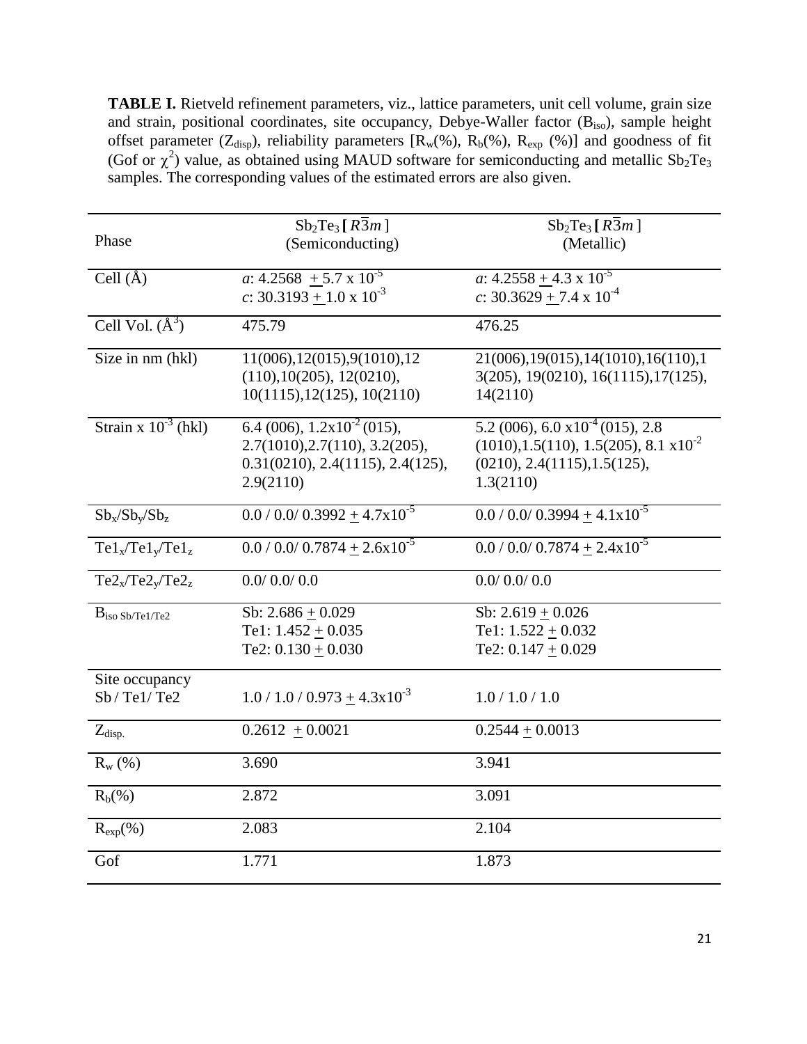**TABLE I.** Rietveld refinement parameters, viz., lattice parameters, unit cell volume, grain size and strain, positional coordinates, site occupancy, Debye-Waller factor ($B_{iso}$), sample height offset parameter ($Z_{disp}$), reliability parameters [$R_w$(%), $R_b$(%), $R_{exp}$ (%)] and goodness of fit (Gof or $\chi^2$) value, as obtained using MAUD software for semiconducting and metallic $Sb_2Te_3$ samples. The corresponding values of the estimated errors are also given.

| Phase | $Sb_2Te_3$ [$R\bar{3}m$] (Semiconducting) | $Sb_2Te_3$ [$R\bar{3}m$] (Metallic) |
|---|---|---|
| Cell (Å) | *a*: 4.2568 $\pm$ 5.7 x $10^{-5}$<br>*c*: 30.3193 $\pm$ 1.0 x $10^{-3}$ | *a*: 4.2558 $\pm$ 4.3 x $10^{-5}$<br>*c*: 30.3629 $\pm$ 7.4 x $10^{-4}$ |
| Cell Vol. ($Å^3$) | 475.79 | 476.25 |
| Size in nm (hkl) | 11(006),12(015),9(1010),12 (110),10(205), 12(0210), 10(1115),12(125), 10(2110) | 21(006),19(015),14(1010),16(110),1 3(205), 19(0210), 16(1115),17(125), 14(2110) |
| Strain x $10^{-3}$ (hkl) | 6.4 (006), 1.2x$10^{-2}$ (015), 2.7(1010),2.7(110), 3.2(205), 0.31(0210), 2.4(1115), 2.4(125), 2.9(2110) | 5.2 (006), 6.0 x$10^{-4}$ (015), 2.8 (1010),1.5(110), 1.5(205), 8.1 x$10^{-2}$ (0210), 2.4(1115),1.5(125), 1.3(2110) |
| $Sb_x/Sb_y/Sb_z$ | 0.0 / 0.0/ 0.3992 $\pm$ 4.7x$10^{-5}$ | 0.0 / 0.0/ 0.3994 $\pm$ 4.1x$10^{-5}$ |
| $Te1_x/Te1_y/Te1_z$ | 0.0 / 0.0/ 0.7874 $\pm$ 2.6x$10^{-5}$ | 0.0 / 0.0/ 0.7874 $\pm$ 2.4x$10^{-5}$ |
| $Te2_x/Te2_y/Te2_z$ | 0.0/ 0.0/ 0.0 | 0.0/ 0.0/ 0.0 |
| $B_{iso\ Sb/Te1/Te2}$ | Sb: 2.686 $\pm$ 0.029<br>Te1: 1.452 $\pm$ 0.035<br>Te2: 0.130 $\pm$ 0.030 | Sb: 2.619 $\pm$ 0.026<br>Te1: 1.522 $\pm$ 0.032<br>Te2: 0.147 $\pm$ 0.029 |
| Site occupancy Sb / Te1/ Te2 | 1.0 / 1.0 / 0.973 $\pm$ 4.3x$10^{-3}$ | 1.0 / 1.0 / 1.0 |
| $Z_{disp.}$ | 0.2612 $\pm$ 0.0021 | 0.2544 $\pm$ 0.0013 |
| $R_w$ (%) | 3.690 | 3.941 |
| $R_b$(%) | 2.872 | 3.091 |
| $R_{exp}$(%) | 2.083 | 2.104 |
| Gof | 1.771 | 1.873 |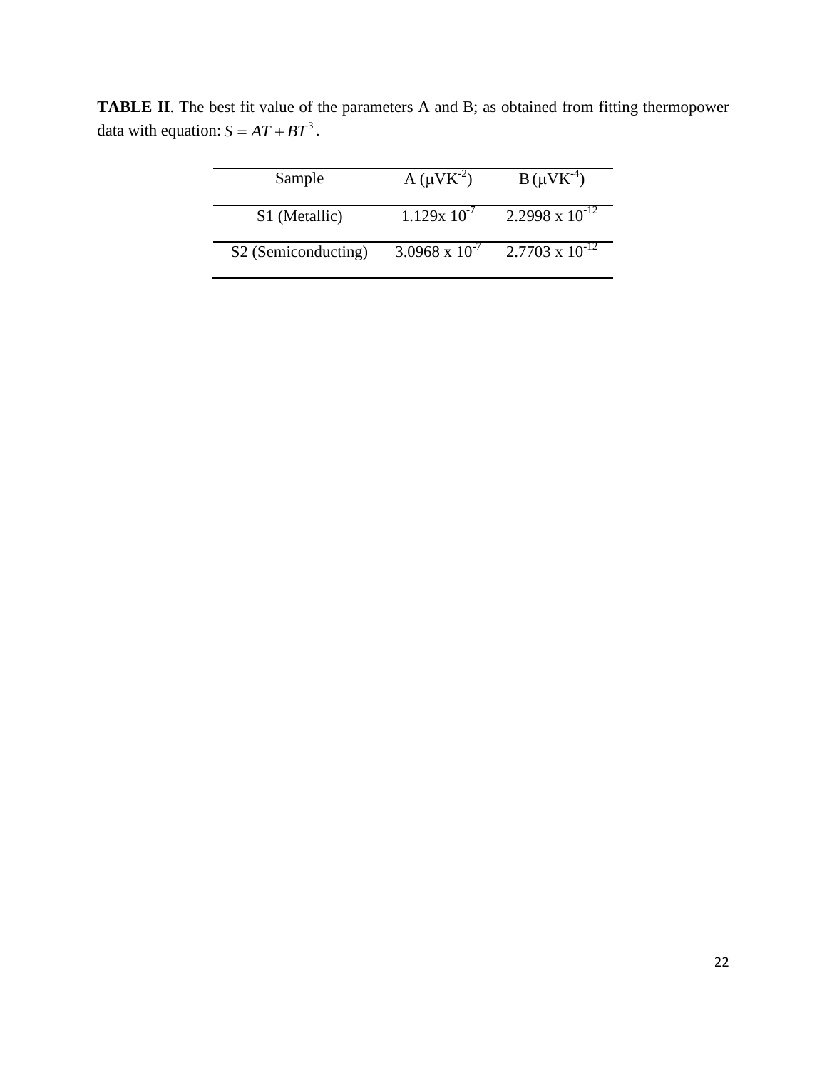**TABLE II**. The best fit value of the parameters A and B; as obtained from fitting thermopower data with equation: $S = AT + BT^3$.

| Sample | A ($\mu$VK$^{-2}$) | B ($\mu$VK$^{-4}$) |
|---|---|---|
| S1 (Metallic) | 1.129x $10^{-7}$ | 2.2998 x $10^{-12}$ |
| S2 (Semiconducting) | 3.0968 x $10^{-7}$ | 2.7703 x $10^{-12}$ |